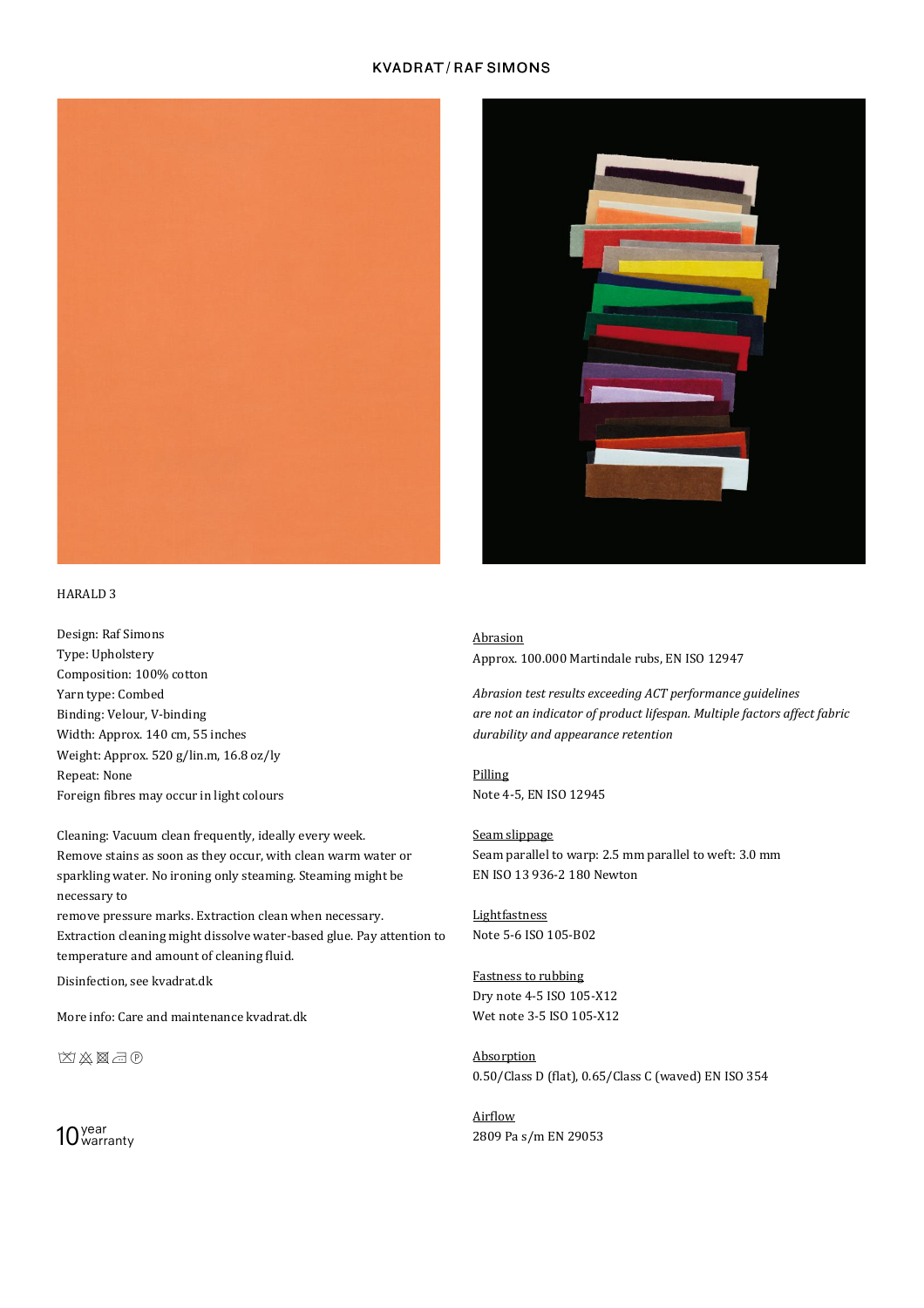KVADRAT / RAF SIMONS

HARALD 3

Design: Raf Simons
Type: Upholstery
Composition: 100% cotton
Yarn type: Combed
Binding: Velour, V-binding
Width: Approx. 140 cm, 55 inches
Weight: Approx. 520 g/lin.m, 16.8 oz/ly
Repeat: None
Foreign fibres may occur in light colours

Cleaning: Vacuum clean frequently, ideally every week.
Remove stains as soon as they occur, with clean warm water or sparkling water. No ironing only steaming. Steaming might be necessary to
remove pressure marks. Extraction clean when necessary.
Extraction cleaning might dissolve water-based glue. Pay attention to temperature and amount of cleaning fluid.

Disinfection, see kvadrat.dk

More info: Care and maintenance kvadrat.dk

10 year warranty

Abrasion
Approx. 100.000 Martindale rubs, EN ISO 12947

*Abrasion test results exceeding ACT performance guidelines are not an indicator of product lifespan. Multiple factors affect fabric durability and appearance retention*

Pilling
Note 4-5, EN ISO 12945

Seam slippage
Seam parallel to warp: 2.5 mm parallel to weft: 3.0 mm
EN ISO 13 936-2 180 Newton

Lightfastness
Note 5-6 ISO 105-B02

Fastness to rubbing
Dry note 4-5 ISO 105-X12
Wet note 3-5 ISO 105-X12

Absorption
0.50/Class D (flat), 0.65/Class C (waved) EN ISO 354

Airflow
2809 Pa s/m EN 29053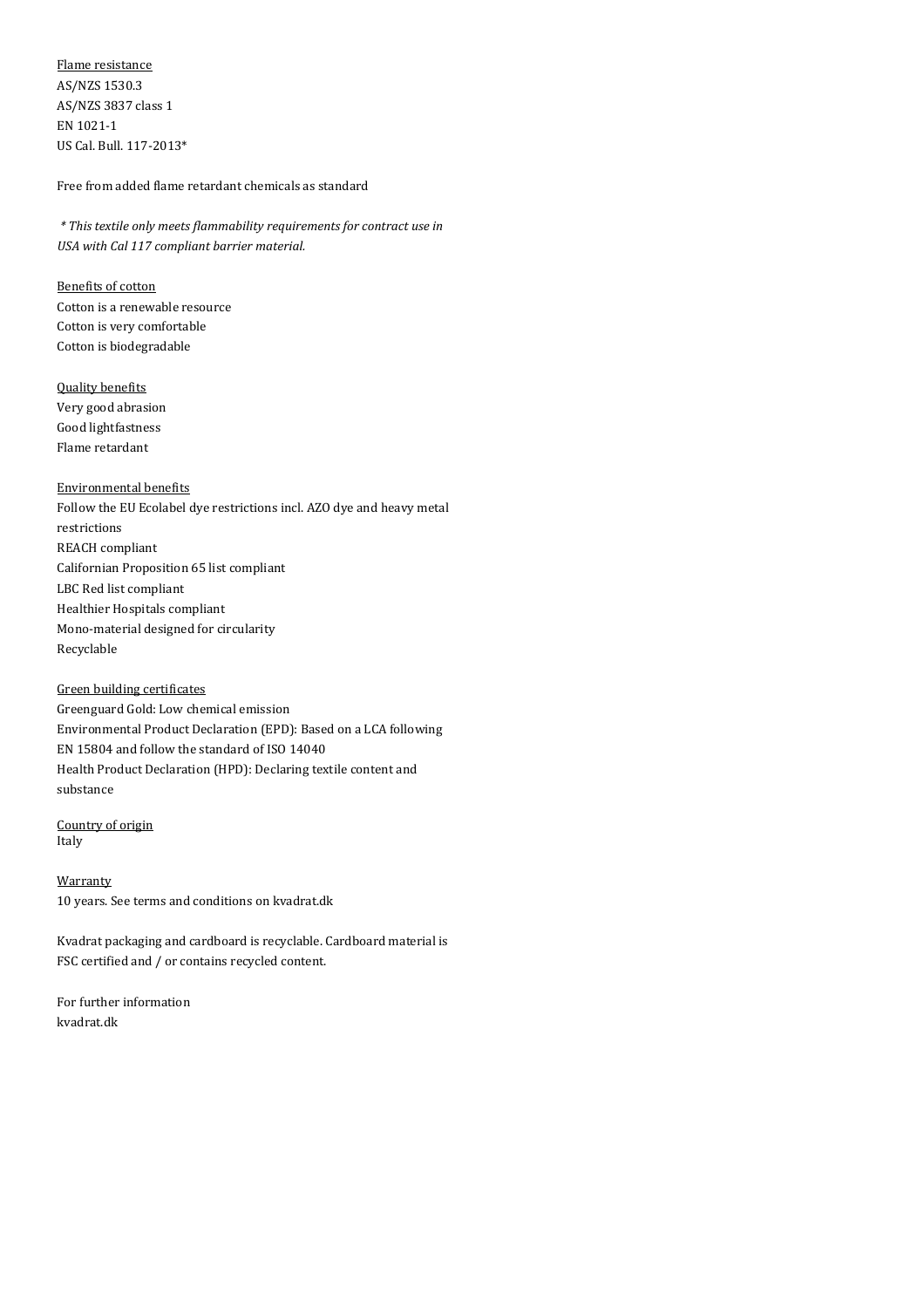<u>Flame resistance</u>
AS/NZS 1530.3
AS/NZS 3837 class 1
EN 1021-1
US Cal. Bull. 117-2013*

Free from added flame retardant chemicals as standard

*\* This textile only meets flammability requirements for contract use in USA with Cal 117 compliant barrier material.*

<u>Benefits of cotton</u>
Cotton is a renewable resource
Cotton is very comfortable
Cotton is biodegradable

<u>Quality benefits</u>
Very good abrasion
Good lightfastness
Flame retardant

<u>Environmental benefits</u>
Follow the EU Ecolabel dye restrictions incl. AZO dye and heavy metal restrictions
REACH compliant
Californian Proposition 65 list compliant
LBC Red list compliant
Healthier Hospitals compliant
Mono-material designed for circularity
Recyclable

<u>Green building certificates</u>
Greenguard Gold: Low chemical emission
Environmental Product Declaration (EPD): Based on a LCA following EN 15804 and follow the standard of ISO 14040
Health Product Declaration (HPD): Declaring textile content and substance

<u>Country of origin</u>
Italy

<u>Warranty</u>
10 years. See terms and conditions on kvadrat.dk

Kvadrat packaging and cardboard is recyclable. Cardboard material is FSC certified and / or contains recycled content.

For further information
kvadrat.dk